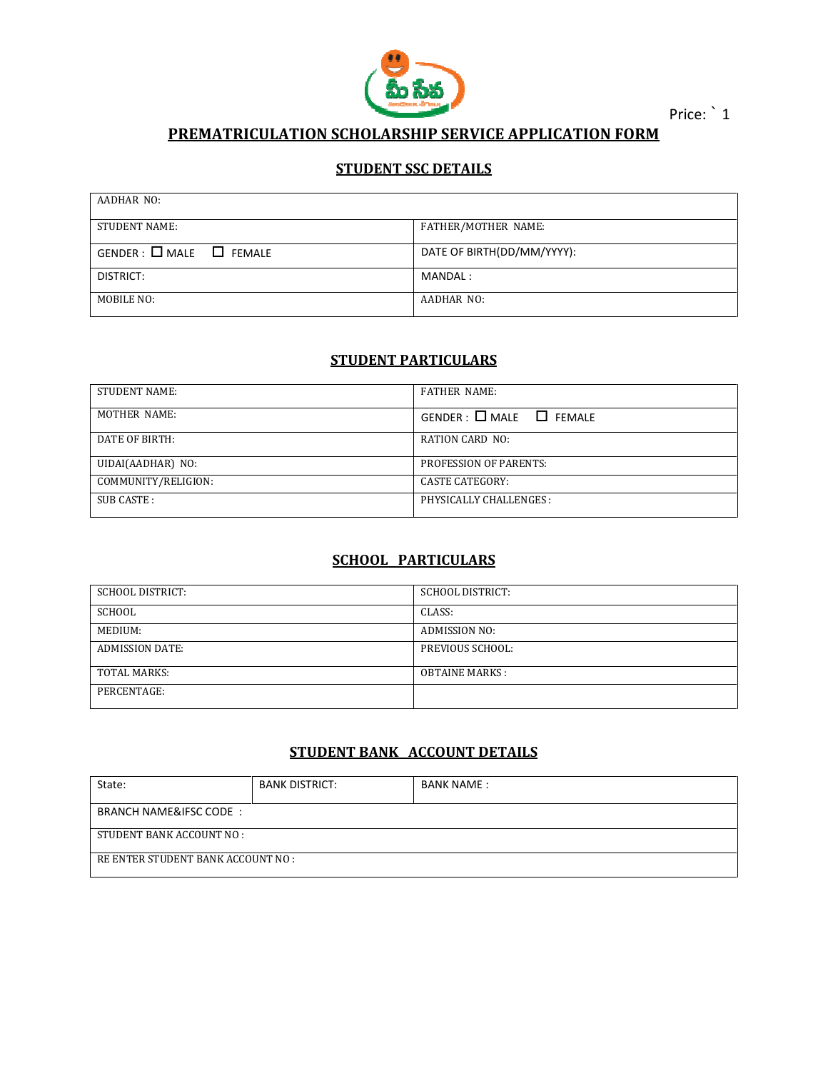Price: ` 1

# PREMATRICULATION SCHOLARSHIP SERVICE APPLICATION FORM

## STUDENT SSC DETAILS

| AADHAR NO: | |
|---|---|
| STUDENT NAME: | FATHER/MOTHER NAME: |
| GENDER : ☐ MALE ☐ FEMALE | DATE OF BIRTH(DD/MM/YYYY): |
| DISTRICT: | MANDAL : |
| MOBILE NO: | AADHAR NO: |

## STUDENT PARTICULARS

| STUDENT NAME: | FATHER NAME: |
|---|---|
| MOTHER NAME: | GENDER : ☐ MALE ☐ FEMALE |
| DATE OF BIRTH: | RATION CARD NO: |
| UIDAI(AADHAR) NO: | PROFESSION OF PARENTS: |
| COMMUNITY/RELIGION: | CASTE CATEGORY: |
| SUB CASTE : | PHYSICALLY CHALLENGES : |

## SCHOOL PARTICULARS

| SCHOOL DISTRICT: | SCHOOL DISTRICT: |
|---|---|
| SCHOOL | CLASS: |
| MEDIUM: | ADMISSION NO: |
| ADMISSION DATE: | PREVIOUS SCHOOL: |
| TOTAL MARKS: | OBTAINE MARKS : |
| PERCENTAGE: | |

## STUDENT BANK ACCOUNT DETAILS

| State: | BANK DISTRICT: | BANK NAME : |
|---|---|---|
| BRANCH NAME&IFSC CODE : | | |
| STUDENT BANK ACCOUNT NO : | | |
| RE ENTER STUDENT BANK ACCOUNT NO : | | |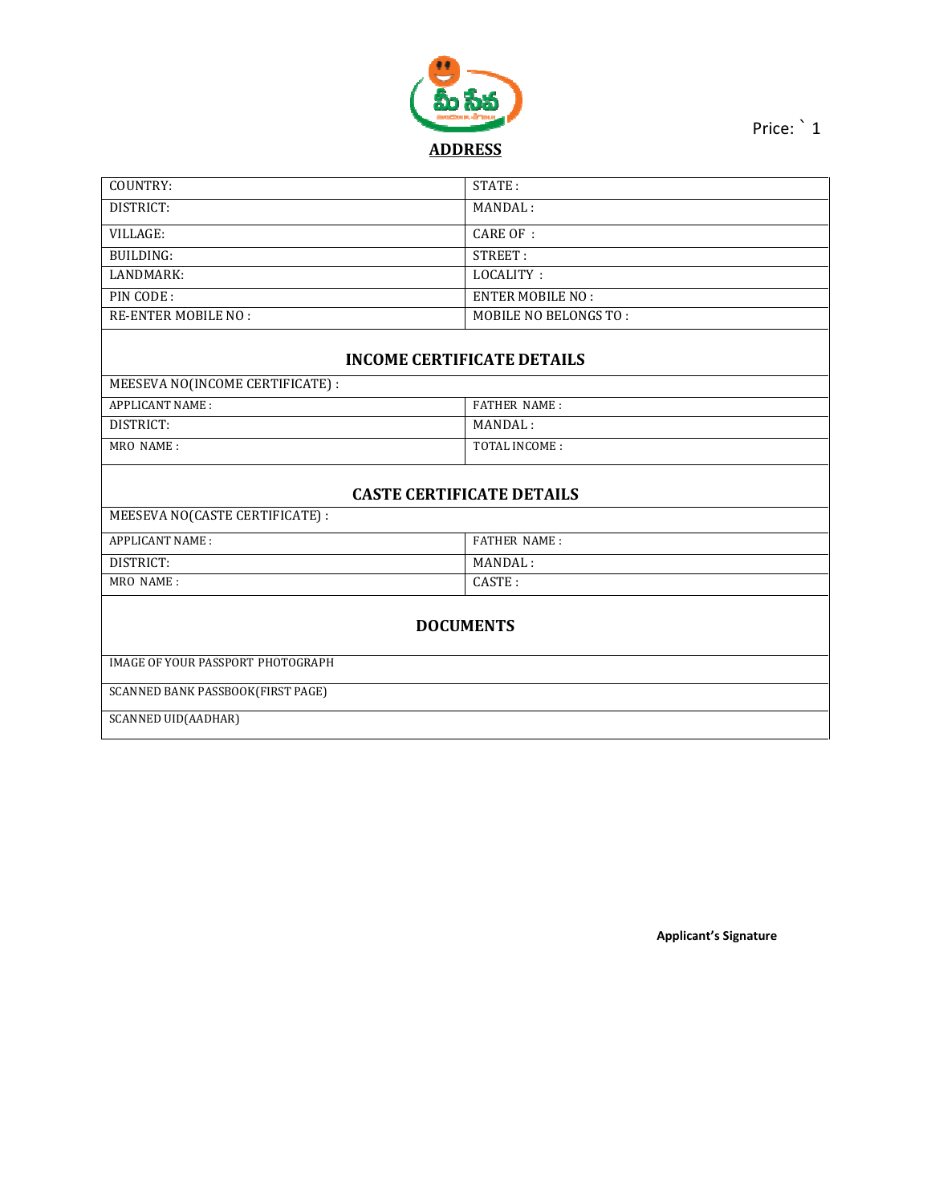Price: ` 1

## ADDRESS

| | |
|---|---|
| COUNTRY: | STATE : |
| DISTRICT: | MANDAL : |
| VILLAGE: | CARE OF : |
| BUILDING: | STREET : |
| LANDMARK: | LOCALITY : |
| PIN CODE : | ENTER MOBILE NO : |
| RE-ENTER MOBILE NO : | MOBILE NO BELONGS TO : |

## INCOME CERTIFICATE DETAILS

| | |
|---|---|
| MEESEVA NO(INCOME CERTIFICATE) : | |
| APPLICANT NAME : | FATHER NAME : |
| DISTRICT: | MANDAL : |
| MRO NAME : | TOTAL INCOME : |

## CASTE CERTIFICATE DETAILS

| | |
|---|---|
| MEESEVA NO(CASTE CERTIFICATE) : | |
| APPLICANT NAME : | FATHER NAME : |
| DISTRICT: | MANDAL : |
| MRO NAME : | CASTE : |

## DOCUMENTS

| |
|---|
| IMAGE OF YOUR PASSPORT PHOTOGRAPH |
| SCANNED BANK PASSBOOK(FIRST PAGE) |
| SCANNED UID(AADHAR) |

**Applicant's Signature**